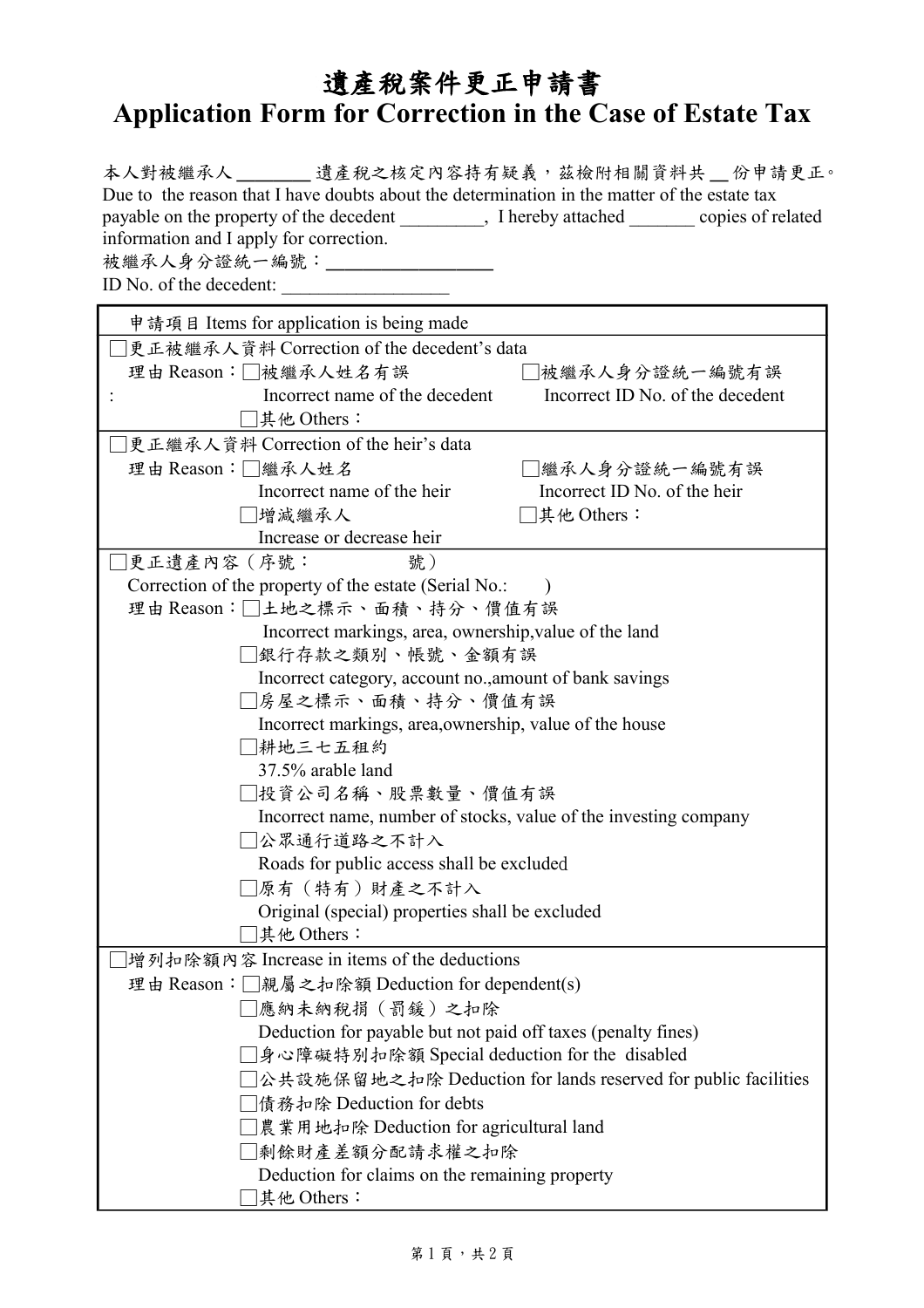# 遺產稅案件更正申請書

# Application Form for Correction in the Case of Estate Tax

本人對被繼承人 ________ 遺產稅之核定內容持有疑義，茲檢附相關資料共 __ 份申請更正。

Due to the reason that I have doubts about the determination in the matter of the estate tax payable on the property of the decedent _________, I hereby attached _______ copies of related information and I apply for correction.

被繼承人身分證統一編號：__________________

ID No. of the decedent: __________________

| 申請項目 Items for application is being made |
|---|
| □更正被繼承人資料 Correction of the decedent's data<br>理由 Reason：□被繼承人姓名有誤 Incorrect name of the decedent　□被繼承人身分證統一編號有誤 Incorrect ID No. of the decedent<br>□其他 Others： |
| □更正繼承人資料 Correction of the heir's data<br>理由 Reason：□繼承人姓名 Incorrect name of the heir　□繼承人身分證統一編號有誤 Incorrect ID No. of the heir<br>□增減繼承人 Increase or decrease heir　□其他 Others： |
| □更正遺產內容（序號：　　　號）<br>Correction of the property of the estate (Serial No.:　　)<br>理由 Reason：□土地之標示、面積、持分、價值有誤<br>Incorrect markings, area, ownership,value of the land<br>□銀行存款之類別、帳號、金額有誤<br>Incorrect category, account no.,amount of bank savings<br>□房屋之標示、面積、持分、價值有誤<br>Incorrect markings, area,ownership, value of the house<br>□耕地三七五租約<br>37.5% arable land<br>□投資公司名稱、股票數量、價值有誤<br>Incorrect name, number of stocks, value of the investing company<br>□公眾通行道路之不計入<br>Roads for public access shall be excluded<br>□原有（特有）財產之不計入<br>Original (special) properties shall be excluded<br>□其他 Others： |
| □增列扣除額內容 Increase in items of the deductions<br>理由 Reason：□親屬之扣除額 Deduction for dependent(s)<br>□應納未納稅捐（罰鍰）之扣除<br>Deduction for payable but not paid off taxes (penalty fines)<br>□身心障礙特別扣除額 Special deduction for the disabled<br>□公共設施保留地之扣除 Deduction for lands reserved for public facilities<br>□債務扣除 Deduction for debts<br>□農業用地扣除 Deduction for agricultural land<br>□剩餘財產差額分配請求權之扣除<br>Deduction for claims on the remaining property<br>□其他 Others： |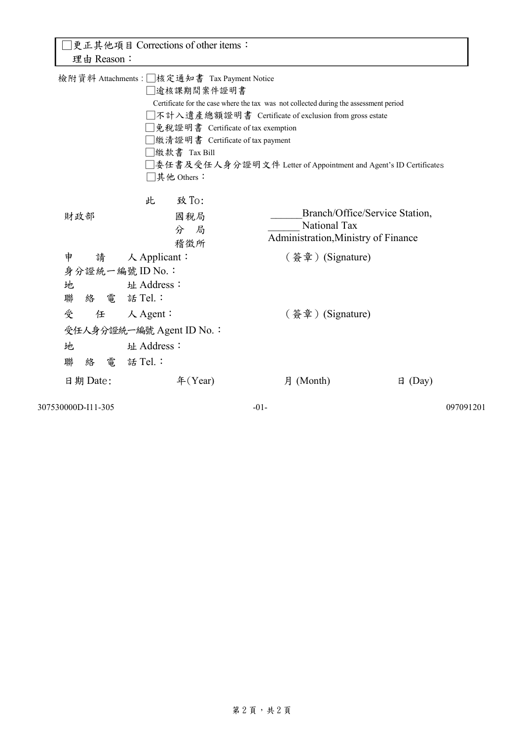□更正其他項目 Corrections of other items：
理由 Reason：

檢附資料 Attachments：□核定通知書 Tax Payment Notice

□逾核課期間案件證明書
Certificate for the case where the tax was not collected during the assessment period

□不計入遺產總額證明書 Certificate of exclusion from gross estate

□免稅證明書 Certificate of tax exemption

□繳清證明書 Certificate of tax payment

□繳款書 Tax Bill

□委任書及受任人身分證明文件 Letter of Appointment and Agent's ID Certificates

□其他 Others：

此 致 To:

財政部 國稅局 分 局 稽徵所

______Branch/Office/Service Station,
______ National Tax
Administration,Ministry of Finance

申 請 人 Applicant： （簽章）(Signature)

身分證統一編號 ID No.：

地 址 Address：

聯 絡 電 話 Tel.：

受 任 人 Agent： （簽章）(Signature)

受任人身分證統一編號 Agent ID No.：

地 址 Address：

聯 絡 電 話 Tel.：

日期 Date: 年(Year) 月 (Month) 日 (Day)

307530000D-I11-305 -01- 097091201